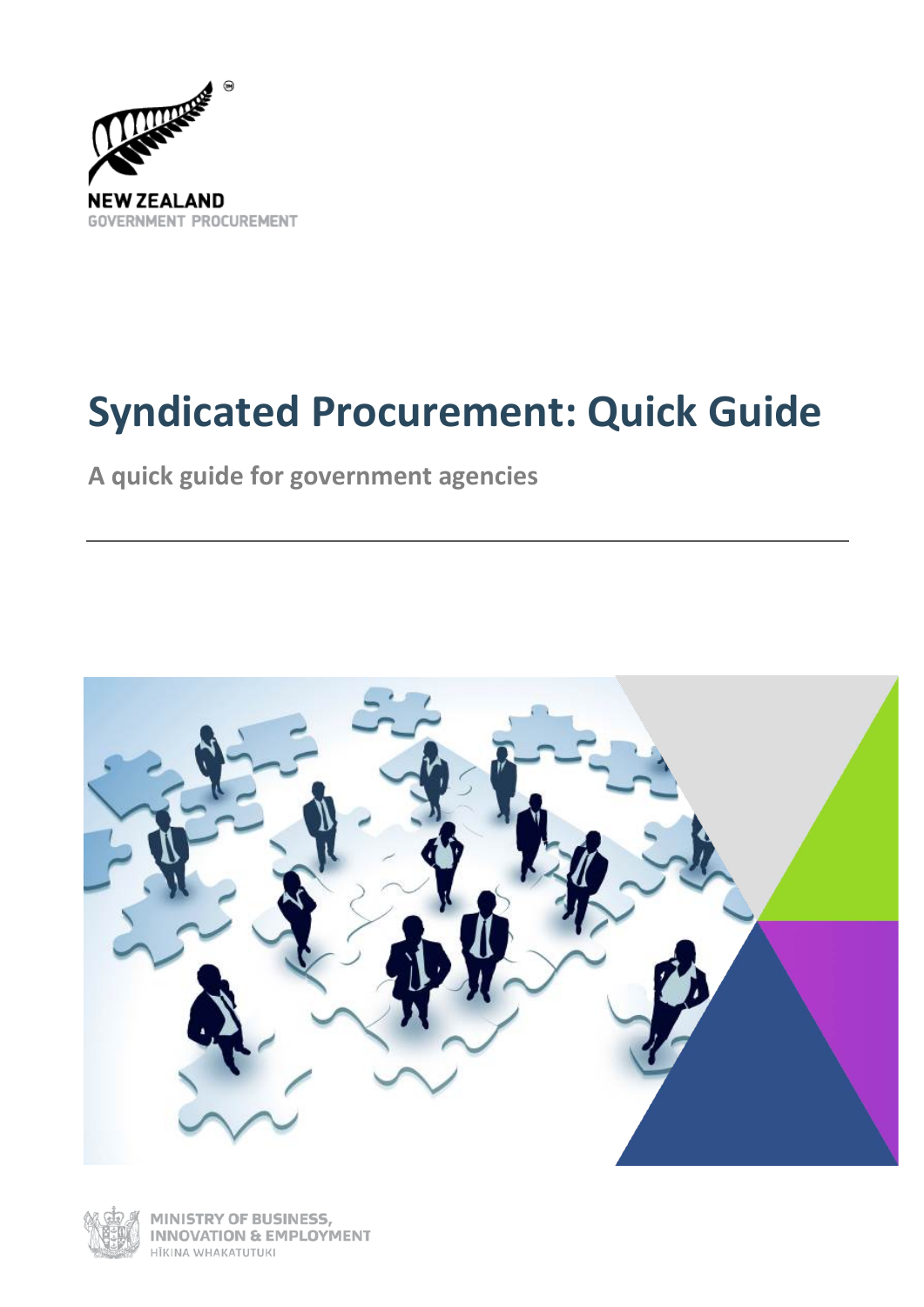NEW ZEALAND
GOVERNMENT PROCUREMENT

# Syndicated Procurement: Quick Guide

**A quick guide for government agencies**

---

MINISTRY OF BUSINESS, INNOVATION & EMPLOYMENT
HĪKINA WHAKATUTUKI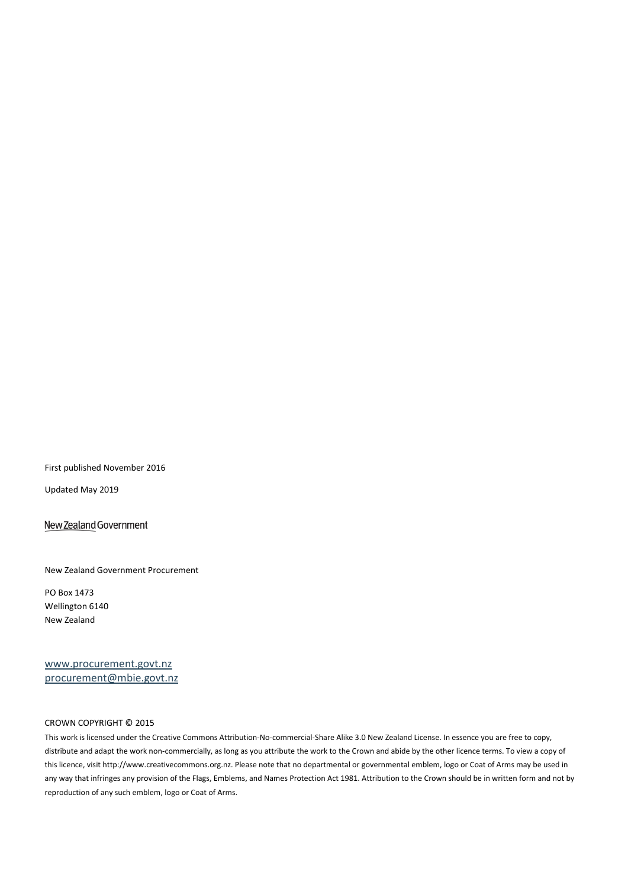First published November 2016

Updated May 2019

New Zealand Government

New Zealand Government Procurement

PO Box 1473
Wellington 6140
New Zealand

www.procurement.govt.nz
procurement@mbie.govt.nz

CROWN COPYRIGHT © 2015

This work is licensed under the Creative Commons Attribution-No-commercial-Share Alike 3.0 New Zealand License. In essence you are free to copy, distribute and adapt the work non-commercially, as long as you attribute the work to the Crown and abide by the other licence terms. To view a copy of this licence, visit http://www.creativecommons.org.nz. Please note that no departmental or governmental emblem, logo or Coat of Arms may be used in any way that infringes any provision of the Flags, Emblems, and Names Protection Act 1981. Attribution to the Crown should be in written form and not by reproduction of any such emblem, logo or Coat of Arms.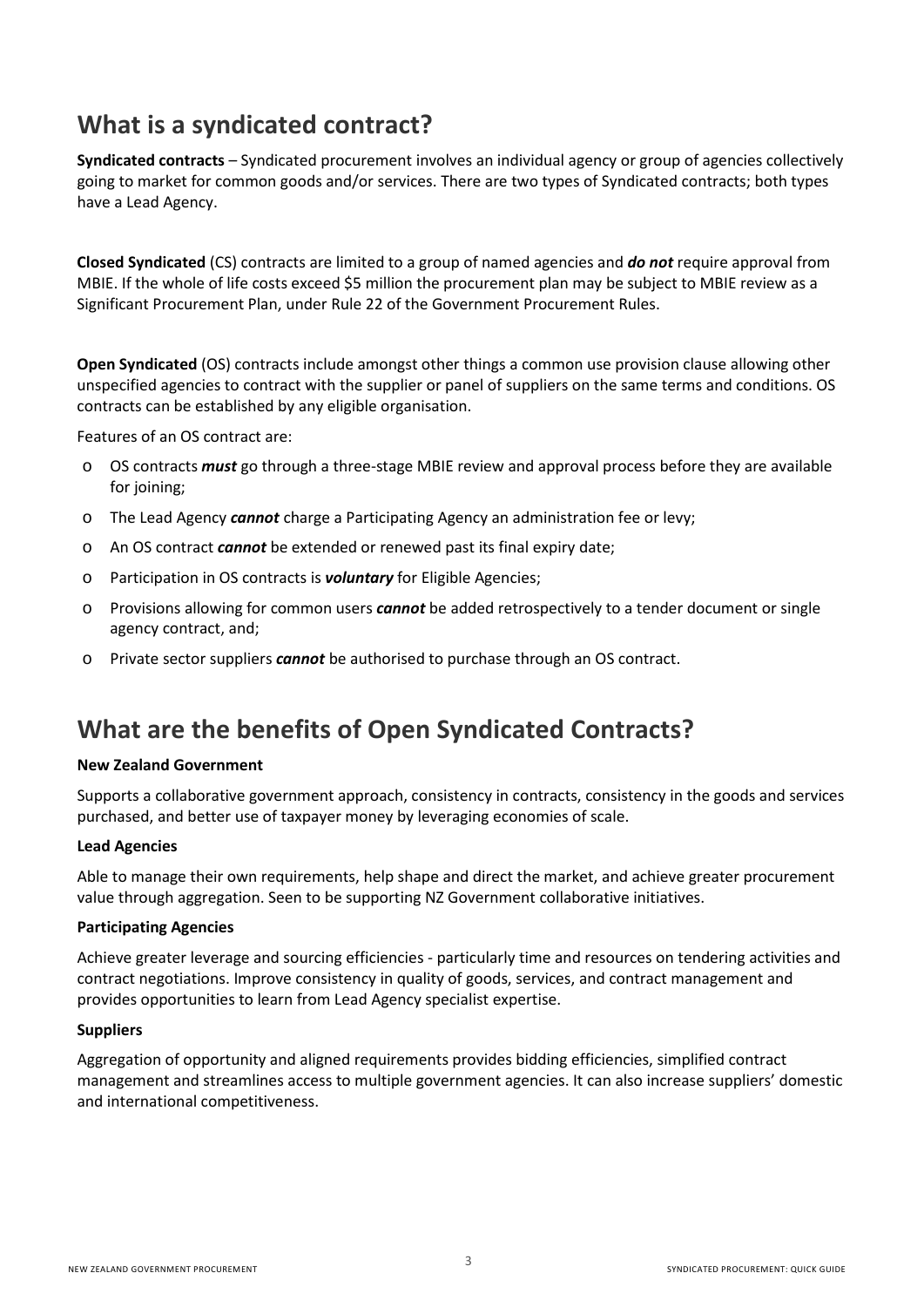## What is a syndicated contract?

**Syndicated contracts** – Syndicated procurement involves an individual agency or group of agencies collectively going to market for common goods and/or services. There are two types of Syndicated contracts; both types have a Lead Agency.

**Closed Syndicated** (CS) contracts are limited to a group of named agencies and ***do not*** require approval from MBIE. If the whole of life costs exceed $5 million the procurement plan may be subject to MBIE review as a Significant Procurement Plan, under Rule 22 of the Government Procurement Rules.

**Open Syndicated** (OS) contracts include amongst other things a common use provision clause allowing other unspecified agencies to contract with the supplier or panel of suppliers on the same terms and conditions. OS contracts can be established by any eligible organisation.

Features of an OS contract are:

- OS contracts ***must*** go through a three-stage MBIE review and approval process before they are available for joining;
- The Lead Agency ***cannot*** charge a Participating Agency an administration fee or levy;
- An OS contract ***cannot*** be extended or renewed past its final expiry date;
- Participation in OS contracts is ***voluntary*** for Eligible Agencies;
- Provisions allowing for common users ***cannot*** be added retrospectively to a tender document or single agency contract, and;
- Private sector suppliers ***cannot*** be authorised to purchase through an OS contract.

## What are the benefits of Open Syndicated Contracts?

#### New Zealand Government

Supports a collaborative government approach, consistency in contracts, consistency in the goods and services purchased, and better use of taxpayer money by leveraging economies of scale.

#### Lead Agencies

Able to manage their own requirements, help shape and direct the market, and achieve greater procurement value through aggregation. Seen to be supporting NZ Government collaborative initiatives.

#### Participating Agencies

Achieve greater leverage and sourcing efficiencies - particularly time and resources on tendering activities and contract negotiations. Improve consistency in quality of goods, services, and contract management and provides opportunities to learn from Lead Agency specialist expertise.

#### Suppliers

Aggregation of opportunity and aligned requirements provides bidding efficiencies, simplified contract management and streamlines access to multiple government agencies. It can also increase suppliers' domestic and international competitiveness.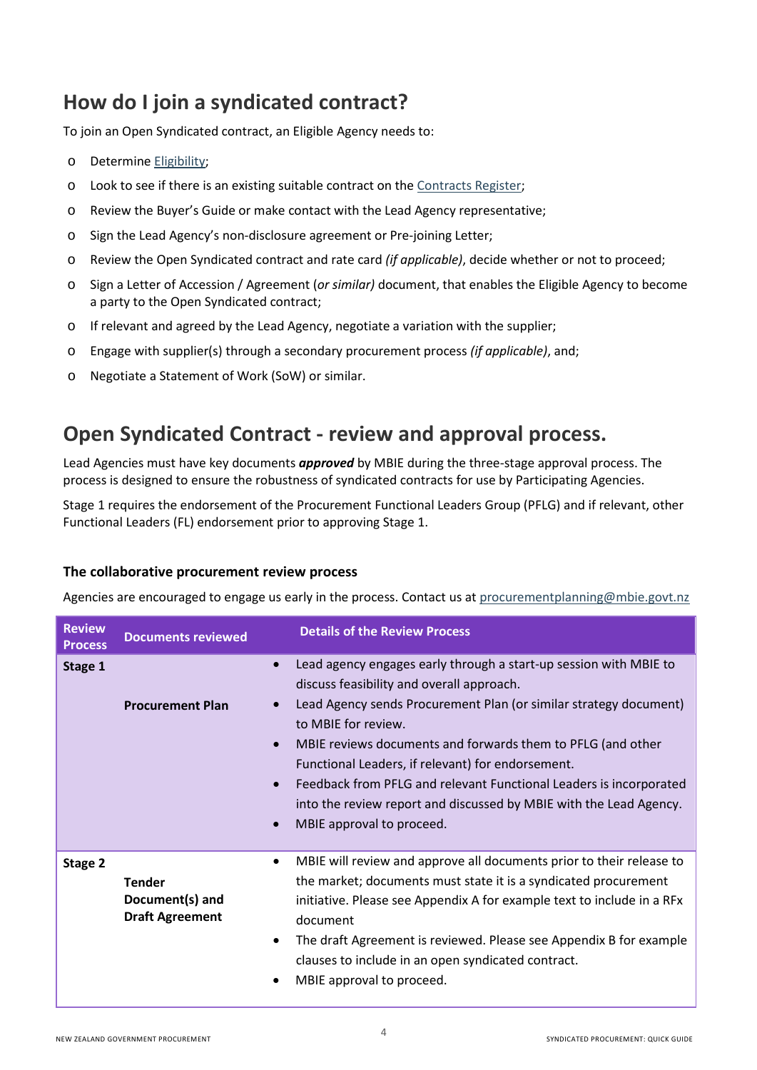## How do I join a syndicated contract?

To join an Open Syndicated contract, an Eligible Agency needs to:

- Determine [Eligibility](#);
- Look to see if there is an existing suitable contract on the [Contracts Register](#);
- Review the Buyer's Guide or make contact with the Lead Agency representative;
- Sign the Lead Agency's non-disclosure agreement or Pre-joining Letter;
- Review the Open Syndicated contract and rate card *(if applicable)*, decide whether or not to proceed;
- Sign a Letter of Accession / Agreement (*or similar)* document, that enables the Eligible Agency to become a party to the Open Syndicated contract;
- If relevant and agreed by the Lead Agency, negotiate a variation with the supplier;
- Engage with supplier(s) through a secondary procurement process *(if applicable)*, and;
- Negotiate a Statement of Work (SoW) or similar.

## Open Syndicated Contract - review and approval process.

Lead Agencies must have key documents ***approved*** by MBIE during the three-stage approval process. The process is designed to ensure the robustness of syndicated contracts for use by Participating Agencies.

Stage 1 requires the endorsement of the Procurement Functional Leaders Group (PFLG) and if relevant, other Functional Leaders (FL) endorsement prior to approving Stage 1.

### The collaborative procurement review process

Agencies are encouraged to engage us early in the process. Contact us at procurementplanning@mbie.govt.nz

| Review Process | Documents reviewed | Details of the Review Process |
|---|---|---|
| **Stage 1** | **Procurement Plan** | • Lead agency engages early through a start-up session with MBIE to discuss feasibility and overall approach.<br>• Lead Agency sends Procurement Plan (or similar strategy document) to MBIE for review.<br>• MBIE reviews documents and forwards them to PFLG (and other Functional Leaders, if relevant) for endorsement.<br>• Feedback from PFLG and relevant Functional Leaders is incorporated into the review report and discussed by MBIE with the Lead Agency.<br>• MBIE approval to proceed. |
| **Stage 2** | **Tender Document(s) and Draft Agreement** | • MBIE will review and approve all documents prior to their release to the market; documents must state it is a syndicated procurement initiative. Please see Appendix A for example text to include in a RFx document<br>• The draft Agreement is reviewed. Please see Appendix B for example clauses to include in an open syndicated contract.<br>• MBIE approval to proceed. |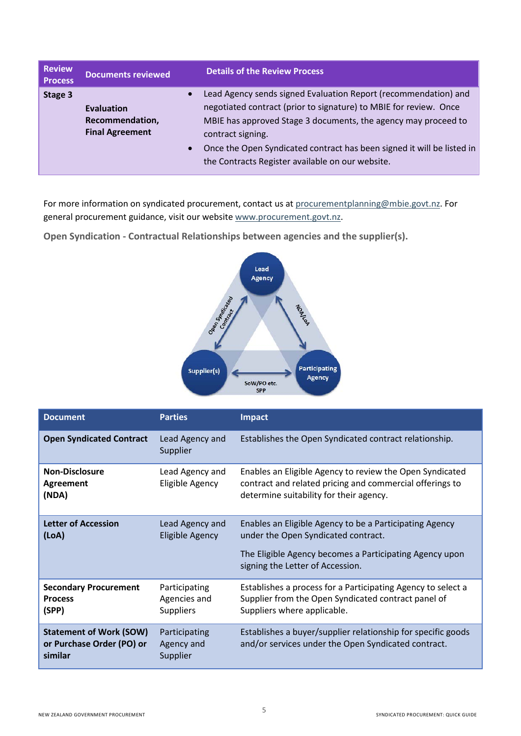| Review Process | Documents reviewed | Details of the Review Process |
| --- | --- | --- |
| **Stage 3** | **Evaluation Recommendation, Final Agreement** | • Lead Agency sends signed Evaluation Report (recommendation) and negotiated contract (prior to signature) to MBIE for review. Once MBIE has approved Stage 3 documents, the agency may proceed to contract signing.<br>• Once the Open Syndicated contract has been signed it will be listed in the Contracts Register available on our website. |

For more information on syndicated procurement, contact us at procurementplanning@mbie.govt.nz. For general procurement guidance, visit our website www.procurement.govt.nz.

### Open Syndication - Contractual Relationships between agencies and the supplier(s).

Lead Agency

Open Syndicated Contract

NDA/LoA

Supplier(s)

Participating Agency

SoW/PO etc.
SPP

| Document | Parties | Impact |
| --- | --- | --- |
| **Open Syndicated Contract** | Lead Agency and Supplier | Establishes the Open Syndicated contract relationship. |
| **Non-Disclosure Agreement (NDA)** | Lead Agency and Eligible Agency | Enables an Eligible Agency to review the Open Syndicated contract and related pricing and commercial offerings to determine suitability for their agency. |
| **Letter of Accession (LoA)** | Lead Agency and Eligible Agency | Enables an Eligible Agency to be a Participating Agency under the Open Syndicated contract.<br><br>The Eligible Agency becomes a Participating Agency upon signing the Letter of Accession. |
| **Secondary Procurement Process (SPP)** | Participating Agencies and Suppliers | Establishes a process for a Participating Agency to select a Supplier from the Open Syndicated contract panel of Suppliers where applicable. |
| **Statement of Work (SOW) or Purchase Order (PO) or similar** | Participating Agency and Supplier | Establishes a buyer/supplier relationship for specific goods and/or services under the Open Syndicated contract. |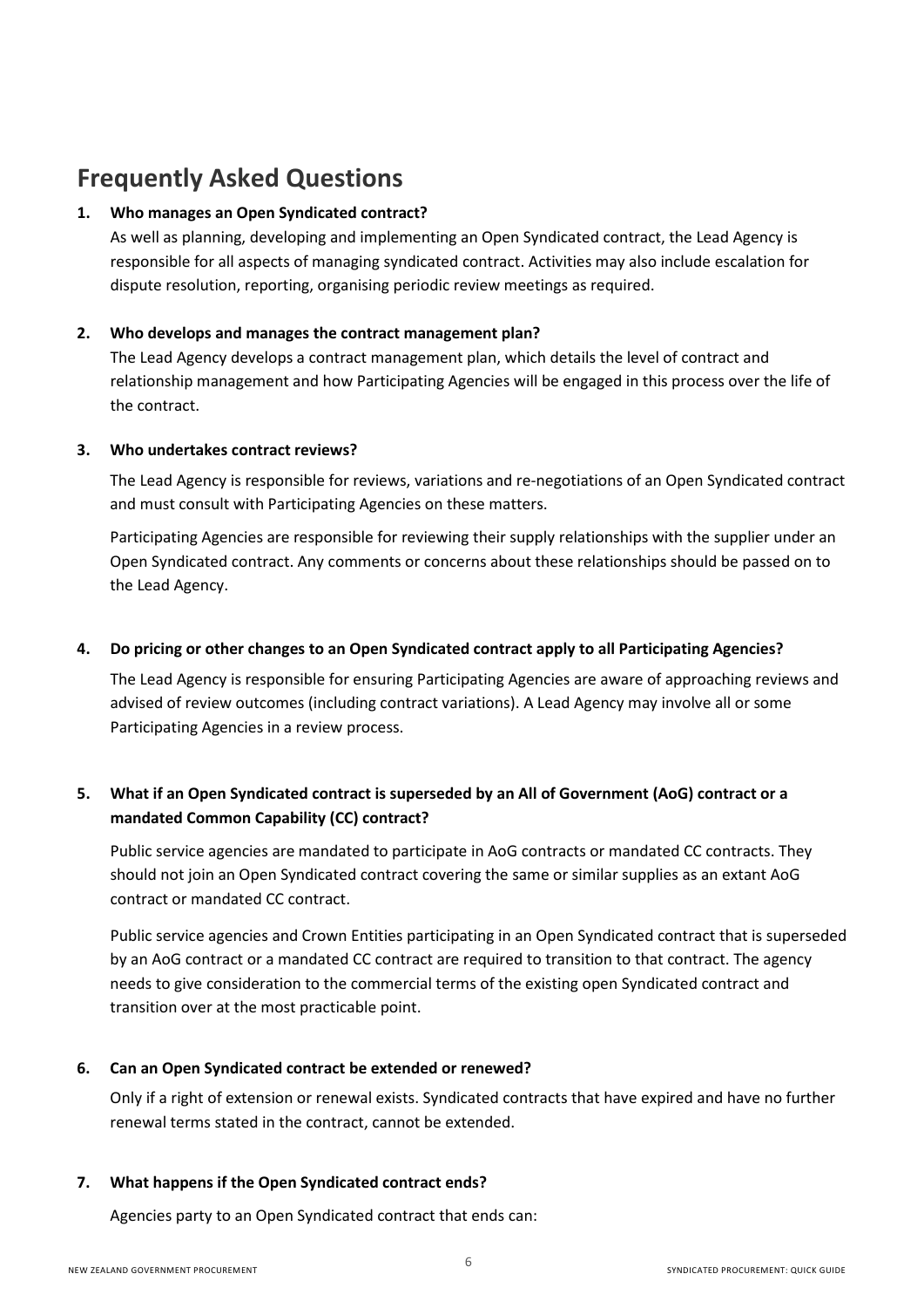## Frequently Asked Questions

**1. Who manages an Open Syndicated contract?**

As well as planning, developing and implementing an Open Syndicated contract, the Lead Agency is responsible for all aspects of managing syndicated contract. Activities may also include escalation for dispute resolution, reporting, organising periodic review meetings as required.

**2. Who develops and manages the contract management plan?**

The Lead Agency develops a contract management plan, which details the level of contract and relationship management and how Participating Agencies will be engaged in this process over the life of the contract.

**3. Who undertakes contract reviews?**

The Lead Agency is responsible for reviews, variations and re-negotiations of an Open Syndicated contract and must consult with Participating Agencies on these matters.

Participating Agencies are responsible for reviewing their supply relationships with the supplier under an Open Syndicated contract. Any comments or concerns about these relationships should be passed on to the Lead Agency.

**4. Do pricing or other changes to an Open Syndicated contract apply to all Participating Agencies?**

The Lead Agency is responsible for ensuring Participating Agencies are aware of approaching reviews and advised of review outcomes (including contract variations). A Lead Agency may involve all or some Participating Agencies in a review process.

**5. What if an Open Syndicated contract is superseded by an All of Government (AoG) contract or a mandated Common Capability (CC) contract?**

Public service agencies are mandated to participate in AoG contracts or mandated CC contracts. They should not join an Open Syndicated contract covering the same or similar supplies as an extant AoG contract or mandated CC contract.

Public service agencies and Crown Entities participating in an Open Syndicated contract that is superseded by an AoG contract or a mandated CC contract are required to transition to that contract. The agency needs to give consideration to the commercial terms of the existing open Syndicated contract and transition over at the most practicable point.

**6. Can an Open Syndicated contract be extended or renewed?**

Only if a right of extension or renewal exists. Syndicated contracts that have expired and have no further renewal terms stated in the contract, cannot be extended.

**7. What happens if the Open Syndicated contract ends?**

Agencies party to an Open Syndicated contract that ends can: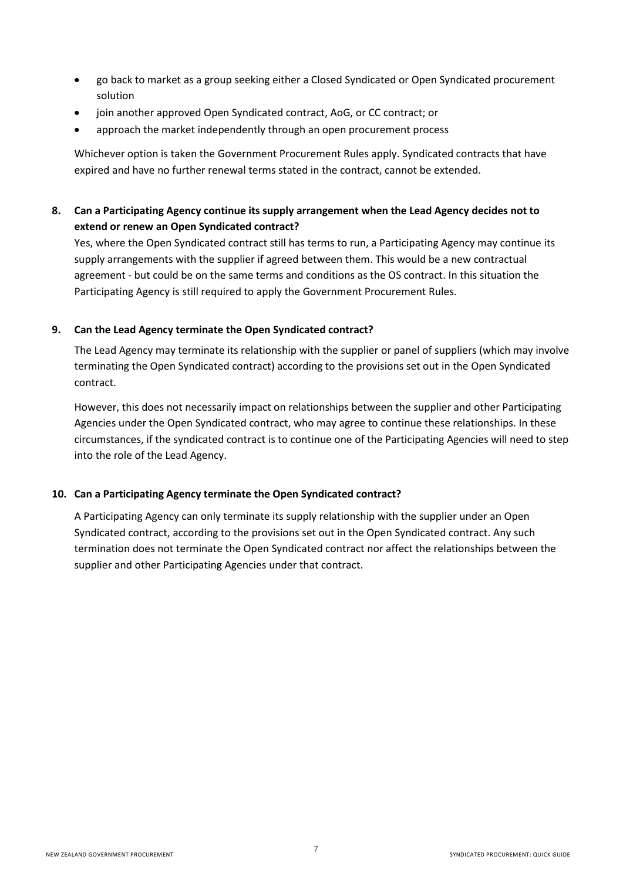- go back to market as a group seeking either a Closed Syndicated or Open Syndicated procurement solution
- join another approved Open Syndicated contract, AoG, or CC contract; or
- approach the market independently through an open procurement process

Whichever option is taken the Government Procurement Rules apply. Syndicated contracts that have expired and have no further renewal terms stated in the contract, cannot be extended.

**8. Can a Participating Agency continue its supply arrangement when the Lead Agency decides not to extend or renew an Open Syndicated contract?**

Yes, where the Open Syndicated contract still has terms to run, a Participating Agency may continue its supply arrangements with the supplier if agreed between them. This would be a new contractual agreement - but could be on the same terms and conditions as the OS contract. In this situation the Participating Agency is still required to apply the Government Procurement Rules.

**9. Can the Lead Agency terminate the Open Syndicated contract?**

The Lead Agency may terminate its relationship with the supplier or panel of suppliers (which may involve terminating the Open Syndicated contract) according to the provisions set out in the Open Syndicated contract.

However, this does not necessarily impact on relationships between the supplier and other Participating Agencies under the Open Syndicated contract, who may agree to continue these relationships. In these circumstances, if the syndicated contract is to continue one of the Participating Agencies will need to step into the role of the Lead Agency.

**10. Can a Participating Agency terminate the Open Syndicated contract?**

A Participating Agency can only terminate its supply relationship with the supplier under an Open Syndicated contract, according to the provisions set out in the Open Syndicated contract. Any such termination does not terminate the Open Syndicated contract nor affect the relationships between the supplier and other Participating Agencies under that contract.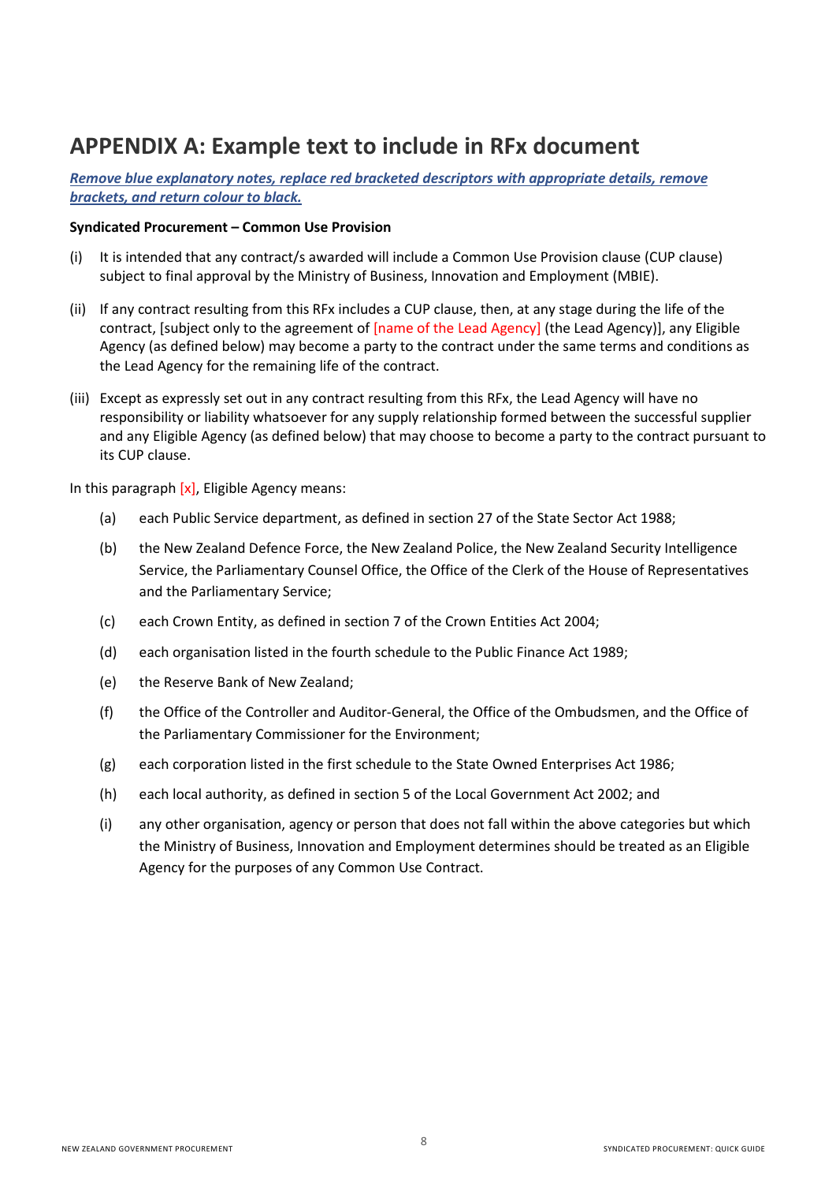# APPENDIX A: Example text to include in RFx document

***Remove blue explanatory notes, replace red bracketed descriptors with appropriate details, remove brackets, and return colour to black.***

**Syndicated Procurement – Common Use Provision**

(i) It is intended that any contract/s awarded will include a Common Use Provision clause (CUP clause) subject to final approval by the Ministry of Business, Innovation and Employment (MBIE).

(ii) If any contract resulting from this RFx includes a CUP clause, then, at any stage during the life of the contract, [subject only to the agreement of [name of the Lead Agency] (the Lead Agency)], any Eligible Agency (as defined below) may become a party to the contract under the same terms and conditions as the Lead Agency for the remaining life of the contract.

(iii) Except as expressly set out in any contract resulting from this RFx, the Lead Agency will have no responsibility or liability whatsoever for any supply relationship formed between the successful supplier and any Eligible Agency (as defined below) that may choose to become a party to the contract pursuant to its CUP clause.

In this paragraph [x], Eligible Agency means:

(a) each Public Service department, as defined in section 27 of the State Sector Act 1988;

(b) the New Zealand Defence Force, the New Zealand Police, the New Zealand Security Intelligence Service, the Parliamentary Counsel Office, the Office of the Clerk of the House of Representatives and the Parliamentary Service;

(c) each Crown Entity, as defined in section 7 of the Crown Entities Act 2004;

(d) each organisation listed in the fourth schedule to the Public Finance Act 1989;

(e) the Reserve Bank of New Zealand;

(f) the Office of the Controller and Auditor-General, the Office of the Ombudsmen, and the Office of the Parliamentary Commissioner for the Environment;

(g) each corporation listed in the first schedule to the State Owned Enterprises Act 1986;

(h) each local authority, as defined in section 5 of the Local Government Act 2002; and

(i) any other organisation, agency or person that does not fall within the above categories but which the Ministry of Business, Innovation and Employment determines should be treated as an Eligible Agency for the purposes of any Common Use Contract.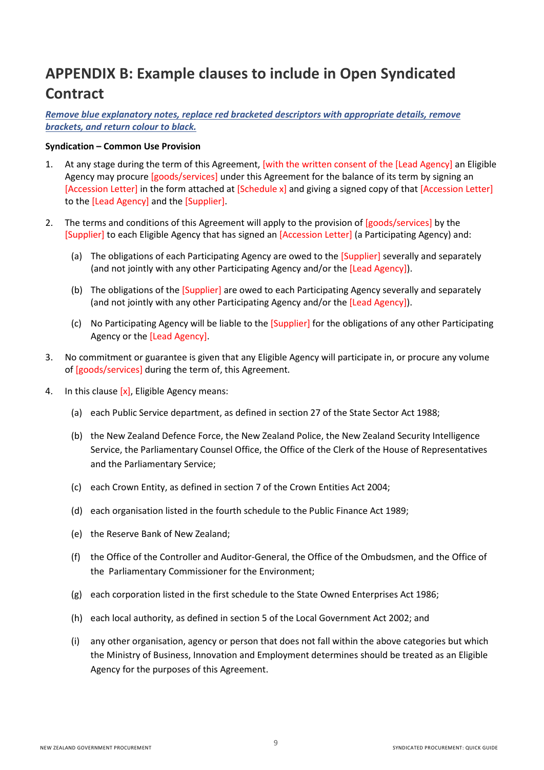# APPENDIX B: Example clauses to include in Open Syndicated Contract

***Remove blue explanatory notes, replace red bracketed descriptors with appropriate details, remove brackets, and return colour to black.***

**Syndication – Common Use Provision**

1. At any stage during the term of this Agreement, [with the written consent of the [Lead Agency] an Eligible Agency may procure [goods/services] under this Agreement for the balance of its term by signing an [Accession Letter] in the form attached at [Schedule x] and giving a signed copy of that [Accession Letter] to the [Lead Agency] and the [Supplier].

2. The terms and conditions of this Agreement will apply to the provision of [goods/services] by the [Supplier] to each Eligible Agency that has signed an [Accession Letter] (a Participating Agency) and:

   (a) The obligations of each Participating Agency are owed to the [Supplier] severally and separately (and not jointly with any other Participating Agency and/or the [Lead Agency]).

   (b) The obligations of the [Supplier] are owed to each Participating Agency severally and separately (and not jointly with any other Participating Agency and/or the [Lead Agency]).

   (c) No Participating Agency will be liable to the [Supplier] for the obligations of any other Participating Agency or the [Lead Agency].

3. No commitment or guarantee is given that any Eligible Agency will participate in, or procure any volume of [goods/services] during the term of, this Agreement.

4. In this clause [x], Eligible Agency means:

   (a) each Public Service department, as defined in section 27 of the State Sector Act 1988;

   (b) the New Zealand Defence Force, the New Zealand Police, the New Zealand Security Intelligence Service, the Parliamentary Counsel Office, the Office of the Clerk of the House of Representatives and the Parliamentary Service;

   (c) each Crown Entity, as defined in section 7 of the Crown Entities Act 2004;

   (d) each organisation listed in the fourth schedule to the Public Finance Act 1989;

   (e) the Reserve Bank of New Zealand;

   (f) the Office of the Controller and Auditor-General, the Office of the Ombudsmen, and the Office of the Parliamentary Commissioner for the Environment;

   (g) each corporation listed in the first schedule to the State Owned Enterprises Act 1986;

   (h) each local authority, as defined in section 5 of the Local Government Act 2002; and

   (i) any other organisation, agency or person that does not fall within the above categories but which the Ministry of Business, Innovation and Employment determines should be treated as an Eligible Agency for the purposes of this Agreement.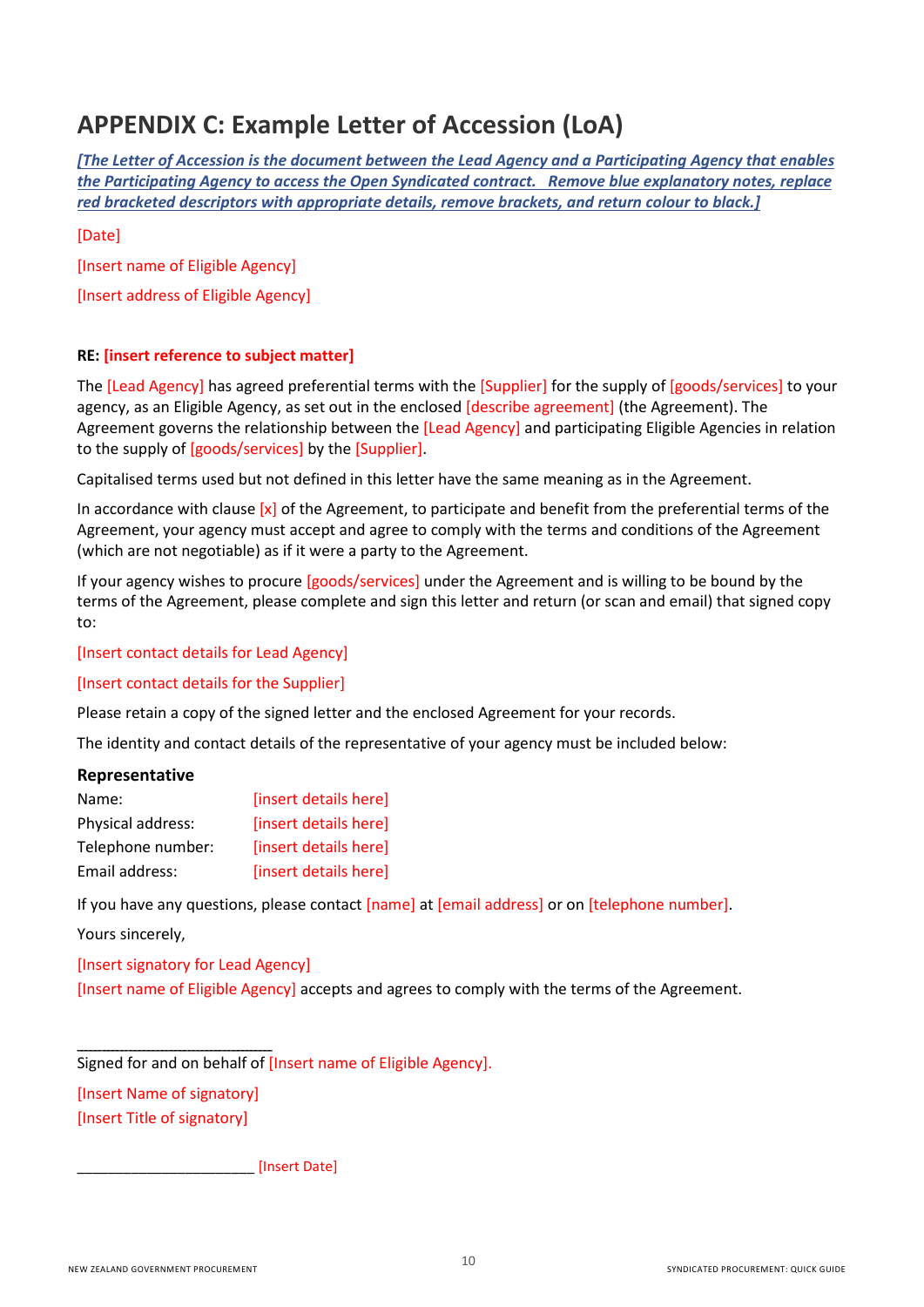# APPENDIX C: Example Letter of Accession (LoA)

***[The Letter of Accession is the document between the Lead Agency and a Participating Agency that enables the Participating Agency to access the Open Syndicated contract. Remove blue explanatory notes, replace red bracketed descriptors with appropriate details, remove brackets, and return colour to black.]***

[Date]

[Insert name of Eligible Agency]

[Insert address of Eligible Agency]

**RE: [insert reference to subject matter]**

The [Lead Agency] has agreed preferential terms with the [Supplier] for the supply of [goods/services] to your agency, as an Eligible Agency, as set out in the enclosed [describe agreement] (the Agreement). The Agreement governs the relationship between the [Lead Agency] and participating Eligible Agencies in relation to the supply of [goods/services] by the [Supplier].

Capitalised terms used but not defined in this letter have the same meaning as in the Agreement.

In accordance with clause [x] of the Agreement, to participate and benefit from the preferential terms of the Agreement, your agency must accept and agree to comply with the terms and conditions of the Agreement (which are not negotiable) as if it were a party to the Agreement.

If your agency wishes to procure [goods/services] under the Agreement and is willing to be bound by the terms of the Agreement, please complete and sign this letter and return (or scan and email) that signed copy to:

[Insert contact details for Lead Agency]

[Insert contact details for the Supplier]

Please retain a copy of the signed letter and the enclosed Agreement for your records.

The identity and contact details of the representative of your agency must be included below:

**Representative**

| | |
|---|---|
| Name: | [insert details here] |
| Physical address: | [insert details here] |
| Telephone number: | [insert details here] |
| Email address: | [insert details here] |

If you have any questions, please contact [name] at [email address] or on [telephone number].

Yours sincerely,

[Insert signatory for Lead Agency]

[Insert name of Eligible Agency] accepts and agrees to comply with the terms of the Agreement.

_________________________

Signed for and on behalf of [Insert name of Eligible Agency].

[Insert Name of signatory]

[Insert Title of signatory]

______________________ [Insert Date]